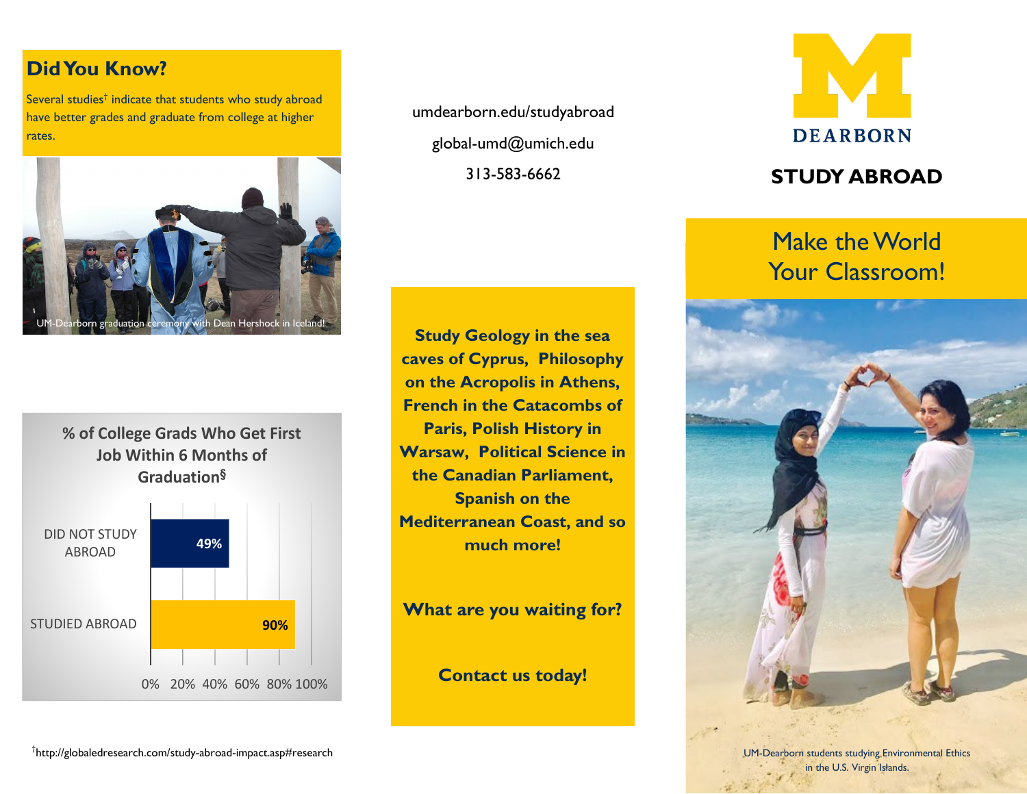## Did You Know?

Several studies[†] indicate that students who study abroad have better grades and graduate from college at higher rates.

UM-Dearborn graduation ceremony with Dean Hershock in Iceland!

**% of College Grads Who Get First Job Within 6 Months of Graduation[§]**

| | % |
|---|---|
| DID NOT STUDY ABROAD | 49% |
| STUDIED ABROAD | 90% |

[†]http://globaledresearch.com/study-abroad-impact.asp#research

umdearborn.edu/studyabroad

global-umd@umich.edu

313-583-6662

**Study Geology in the sea caves of Cyprus, Philosophy on the Acropolis in Athens, French in the Catacombs of Paris, Polish History in Warsaw, Political Science in the Canadian Parliament, Spanish on the Mediterranean Coast, and so much more!**

**What are you waiting for?**

**Contact us today!**

DEARBORN

# STUDY ABROAD

## Make the World Your Classroom!

UM-Dearborn students studying Environmental Ethics in the U.S. Virgin Islands.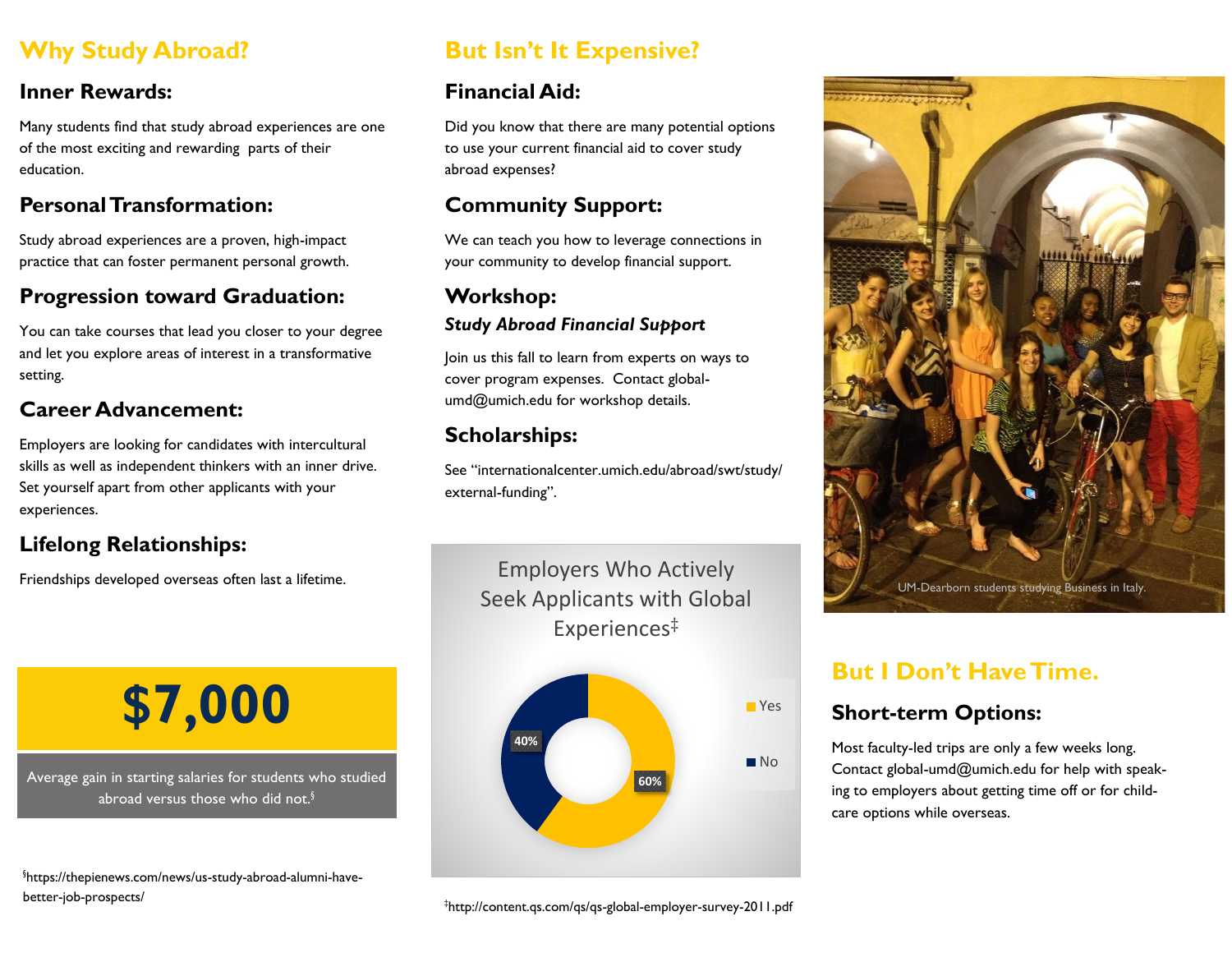# Why Study Abroad?

## Inner Rewards:

Many students find that study abroad experiences are one of the most exciting and rewarding parts of their education.

## Personal Transformation:

Study abroad experiences are a proven, high-impact practice that can foster permanent personal growth.

## Progression toward Graduation:

You can take courses that lead you closer to your degree and let you explore areas of interest in a transformative setting.

## Career Advancement:

Employers are looking for candidates with intercultural skills as well as independent thinkers with an inner drive. Set yourself apart from other applicants with your experiences.

## Lifelong Relationships:

Friendships developed overseas often last a lifetime.

**$7,000**

Average gain in starting salaries for students who studied abroad versus those who did not.[§]

[§]https://thepienews.com/news/us-study-abroad-alumni-have-better-job-prospects/

# But Isn't It Expensive?

## Financial Aid:

Did you know that there are many potential options to use your current financial aid to cover study abroad expenses?

## Community Support:

We can teach you how to leverage connections in your community to develop financial support.

## Workshop:

***Study Abroad Financial Support***

Join us this fall to learn from experts on ways to cover program expenses. Contact global-umd@umich.edu for workshop details.

## Scholarships:

See "internationalcenter.umich.edu/abroad/swt/study/external-funding".

Employers Who Actively Seek Applicants with Global Experiences[‡]

40%

60%

Yes

No

[‡]http://content.qs.com/qs/qs-global-employer-survey-2011.pdf

UM-Dearborn students studying Business in Italy.

# But I Don't Have Time.

## Short-term Options:

Most faculty-led trips are only a few weeks long. Contact global-umd@umich.edu for help with speaking to employers about getting time off or for child-care options while overseas.